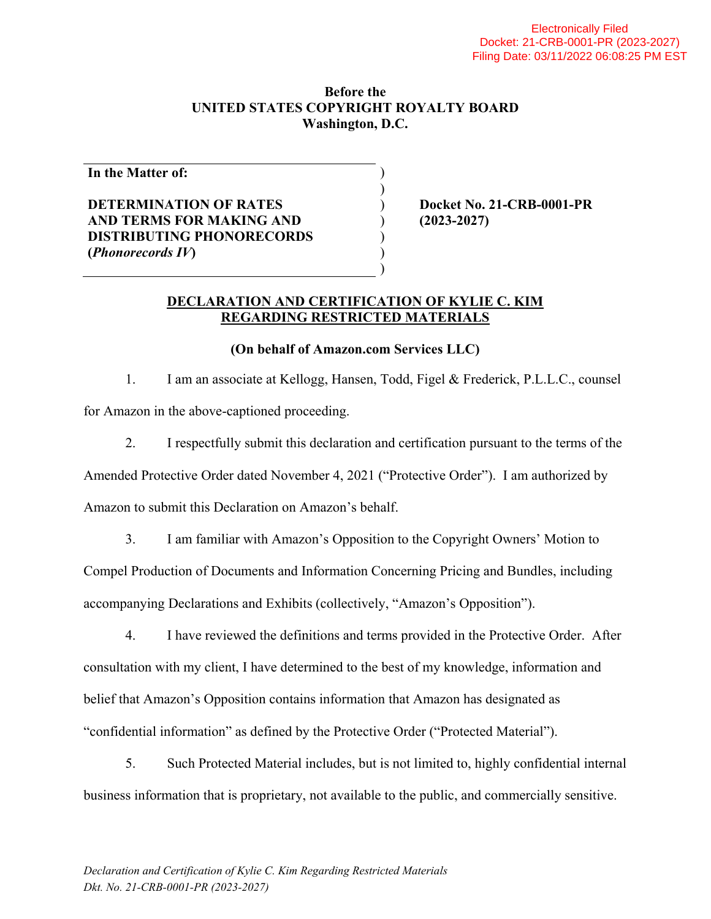Electronically Filed
Docket: 21-CRB-0001-PR (2023-2027)
Filing Date: 03/11/2022 06:08:25 PM EST

**Before the**
**UNITED STATES COPYRIGHT ROYALTY BOARD**
**Washington, D.C.**

| **In the Matter of:** **DETERMINATION OF RATES AND TERMS FOR MAKING AND DISTRIBUTING PHONORECORDS (*Phonorecords IV*)** | **Docket No. 21-CRB-0001-PR (2023-2027)** |
|---|---|

## DECLARATION AND CERTIFICATION OF KYLIE C. KIM REGARDING RESTRICTED MATERIALS

**(On behalf of Amazon.com Services LLC)**

1. I am an associate at Kellogg, Hansen, Todd, Figel & Frederick, P.L.L.C., counsel for Amazon in the above-captioned proceeding.

2. I respectfully submit this declaration and certification pursuant to the terms of the Amended Protective Order dated November 4, 2021 ("Protective Order"). I am authorized by Amazon to submit this Declaration on Amazon's behalf.

3. I am familiar with Amazon's Opposition to the Copyright Owners' Motion to Compel Production of Documents and Information Concerning Pricing and Bundles, including accompanying Declarations and Exhibits (collectively, "Amazon's Opposition").

4. I have reviewed the definitions and terms provided in the Protective Order. After consultation with my client, I have determined to the best of my knowledge, information and belief that Amazon's Opposition contains information that Amazon has designated as "confidential information" as defined by the Protective Order ("Protected Material").

5. Such Protected Material includes, but is not limited to, highly confidential internal business information that is proprietary, not available to the public, and commercially sensitive.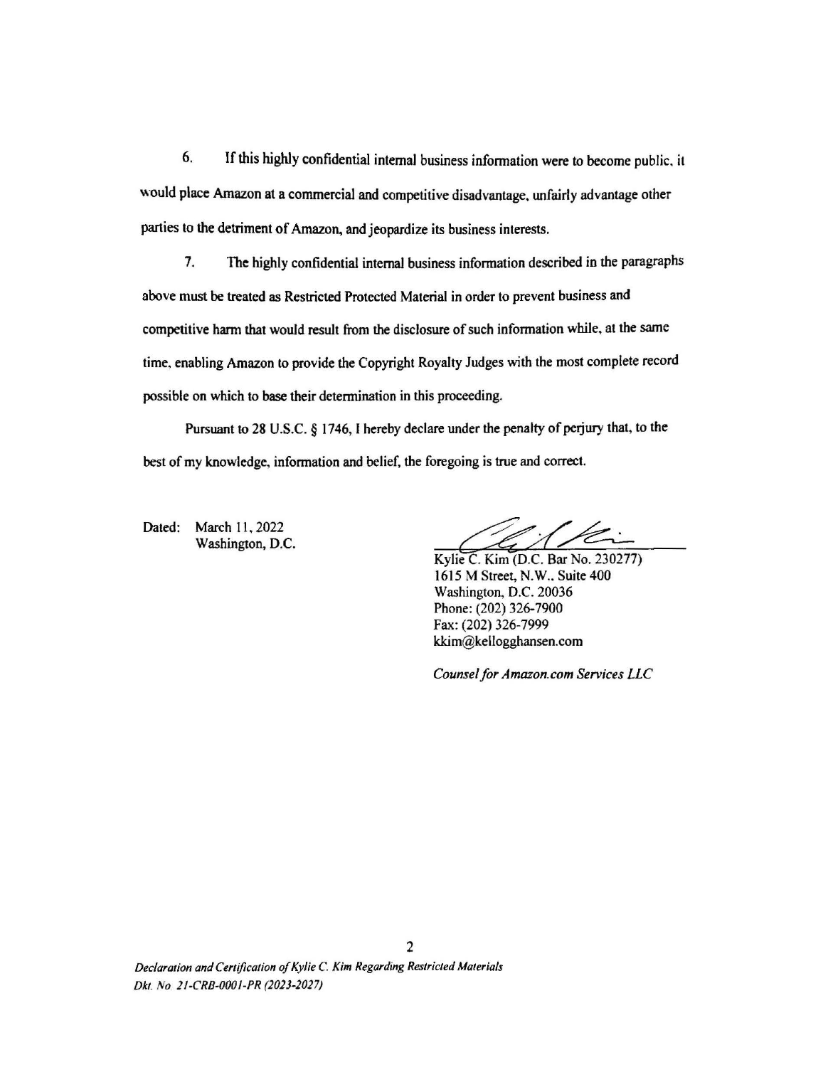6. If this highly confidential internal business information were to become public, it would place Amazon at a commercial and competitive disadvantage, unfairly advantage other parties to the detriment of Amazon, and jeopardize its business interests.

7. The highly confidential internal business information described in the paragraphs above must be treated as Restricted Protected Material in order to prevent business and competitive harm that would result from the disclosure of such information while, at the same time, enabling Amazon to provide the Copyright Royalty Judges with the most complete record possible on which to base their determination in this proceeding.

Pursuant to 28 U.S.C. § 1746, I hereby declare under the penalty of perjury that, to the best of my knowledge, information and belief, the foregoing is true and correct.

Dated: March 11, 2022
Washington, D.C.

Kylie C. Kim (D.C. Bar No. 230277)
1615 M Street, N.W., Suite 400
Washington, D.C. 20036
Phone: (202) 326-7900
Fax: (202) 326-7999
kkim@kellogghansen.com

*Counsel for Amazon.com Services LLC*

*Declaration and Certification of Kylie C. Kim Regarding Restricted Materials*
*Dkt. No. 21-CRB-0001-PR (2023-2027)*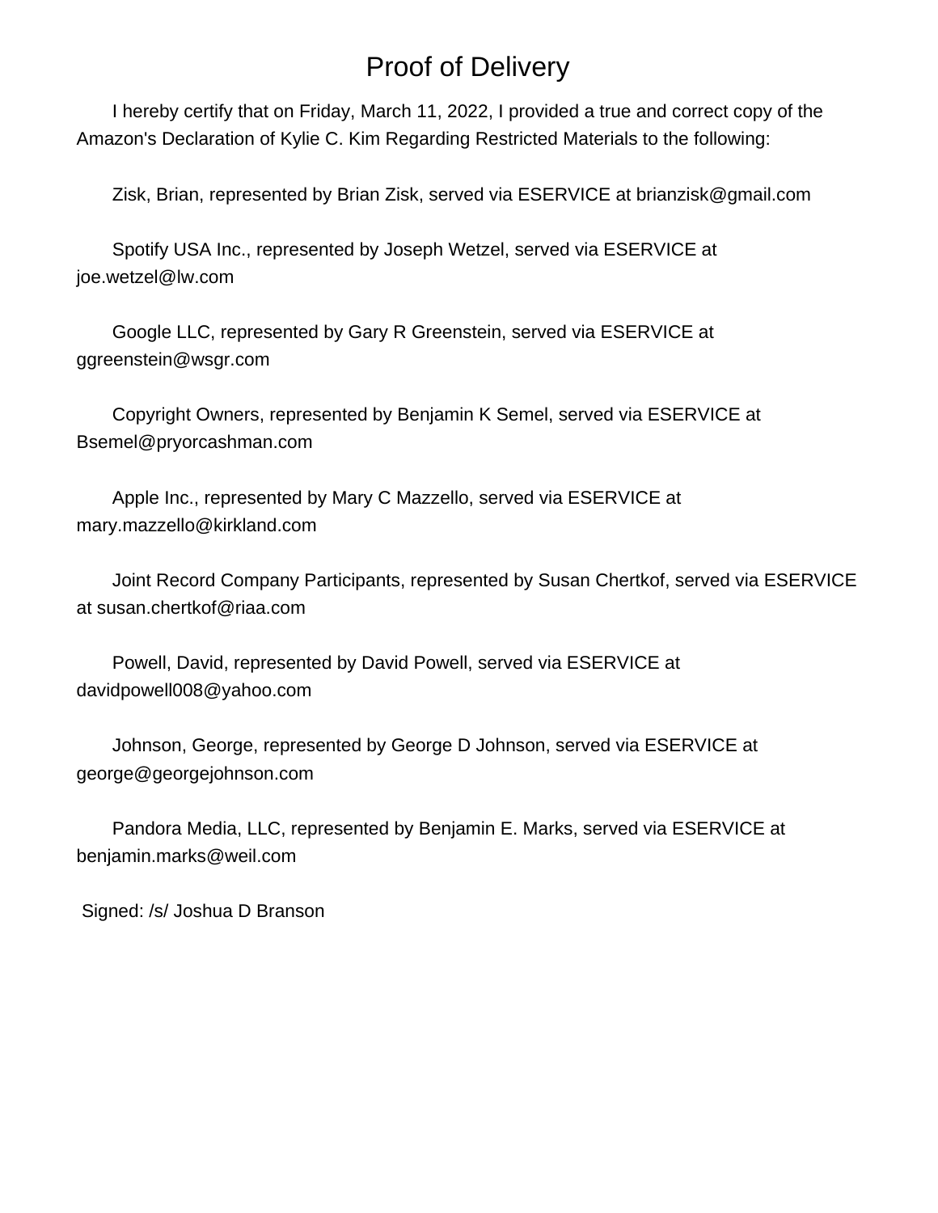# Proof of Delivery

I hereby certify that on Friday, March 11, 2022, I provided a true and correct copy of the Amazon's Declaration of Kylie C. Kim Regarding Restricted Materials to the following:

Zisk, Brian, represented by Brian Zisk, served via ESERVICE at brianzisk@gmail.com

Spotify USA Inc., represented by Joseph Wetzel, served via ESERVICE at joe.wetzel@lw.com

Google LLC, represented by Gary R Greenstein, served via ESERVICE at ggreenstein@wsgr.com

Copyright Owners, represented by Benjamin K Semel, served via ESERVICE at Bsemel@pryorcashman.com

Apple Inc., represented by Mary C Mazzello, served via ESERVICE at mary.mazzello@kirkland.com

Joint Record Company Participants, represented by Susan Chertkof, served via ESERVICE at susan.chertkof@riaa.com

Powell, David, represented by David Powell, served via ESERVICE at davidpowell008@yahoo.com

Johnson, George, represented by George D Johnson, served via ESERVICE at george@georgejohnson.com

Pandora Media, LLC, represented by Benjamin E. Marks, served via ESERVICE at benjamin.marks@weil.com

Signed: /s/ Joshua D Branson